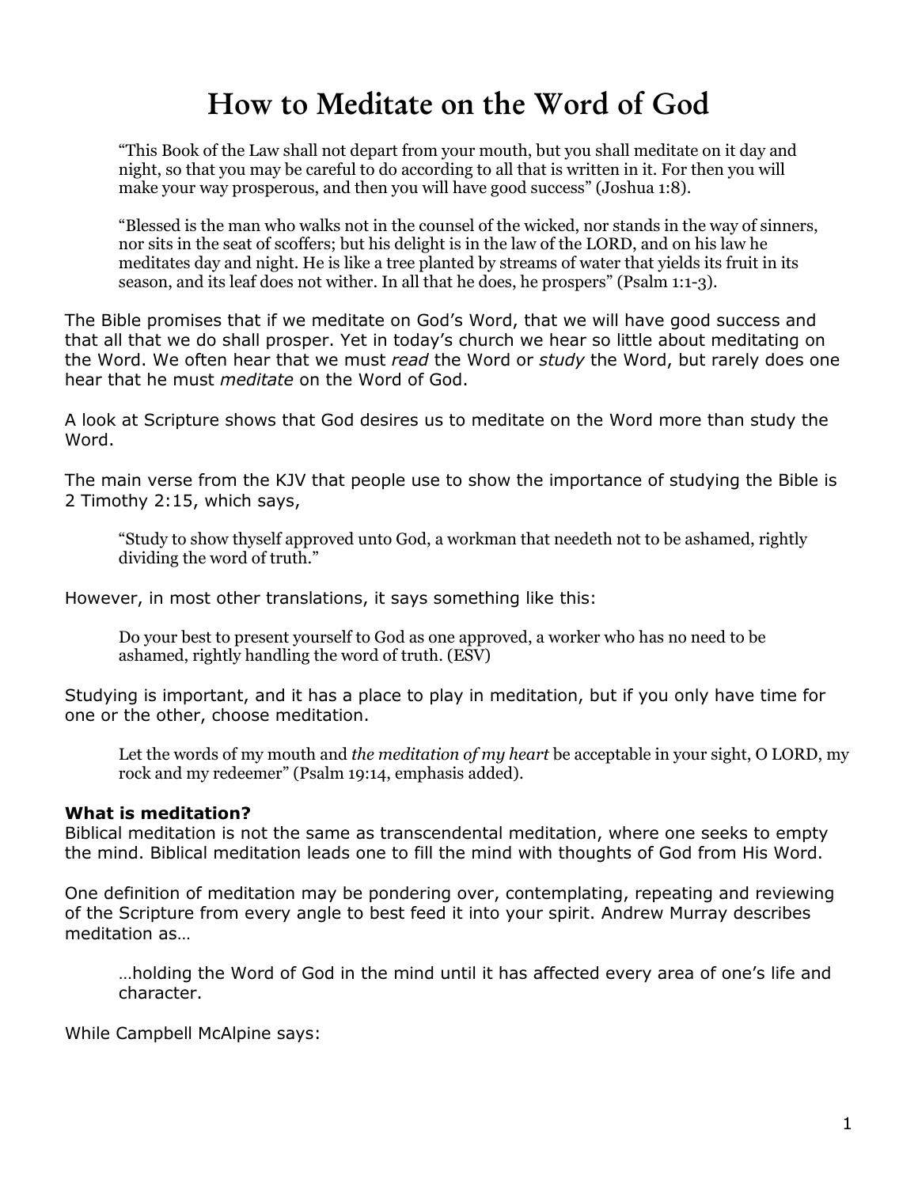# How to Meditate on the Word of God

> "This Book of the Law shall not depart from your mouth, but you shall meditate on it day and night, so that you may be careful to do according to all that is written in it. For then you will make your way prosperous, and then you will have good success" (Joshua 1:8).

> "Blessed is the man who walks not in the counsel of the wicked, nor stands in the way of sinners, nor sits in the seat of scoffers; but his delight is in the law of the LORD, and on his law he meditates day and night. He is like a tree planted by streams of water that yields its fruit in its season, and its leaf does not wither. In all that he does, he prospers" (Psalm 1:1-3).

The Bible promises that if we meditate on God's Word, that we will have good success and that all that we do shall prosper. Yet in today's church we hear so little about meditating on the Word. We often hear that we must *read* the Word or *study* the Word, but rarely does one hear that he must *meditate* on the Word of God.

A look at Scripture shows that God desires us to meditate on the Word more than study the Word.

The main verse from the KJV that people use to show the importance of studying the Bible is 2 Timothy 2:15, which says,

> "Study to show thyself approved unto God, a workman that needeth not to be ashamed, rightly dividing the word of truth."

However, in most other translations, it says something like this:

> Do your best to present yourself to God as one approved, a worker who has no need to be ashamed, rightly handling the word of truth. (ESV)

Studying is important, and it has a place to play in meditation, but if you only have time for one or the other, choose meditation.

> Let the words of my mouth and *the meditation of my heart* be acceptable in your sight, O LORD, my rock and my redeemer" (Psalm 19:14, emphasis added).

**What is meditation?**
Biblical meditation is not the same as transcendental meditation, where one seeks to empty the mind. Biblical meditation leads one to fill the mind with thoughts of God from His Word.

One definition of meditation may be pondering over, contemplating, repeating and reviewing of the Scripture from every angle to best feed it into your spirit. Andrew Murray describes meditation as…

> …holding the Word of God in the mind until it has affected every area of one's life and character.

While Campbell McAlpine says: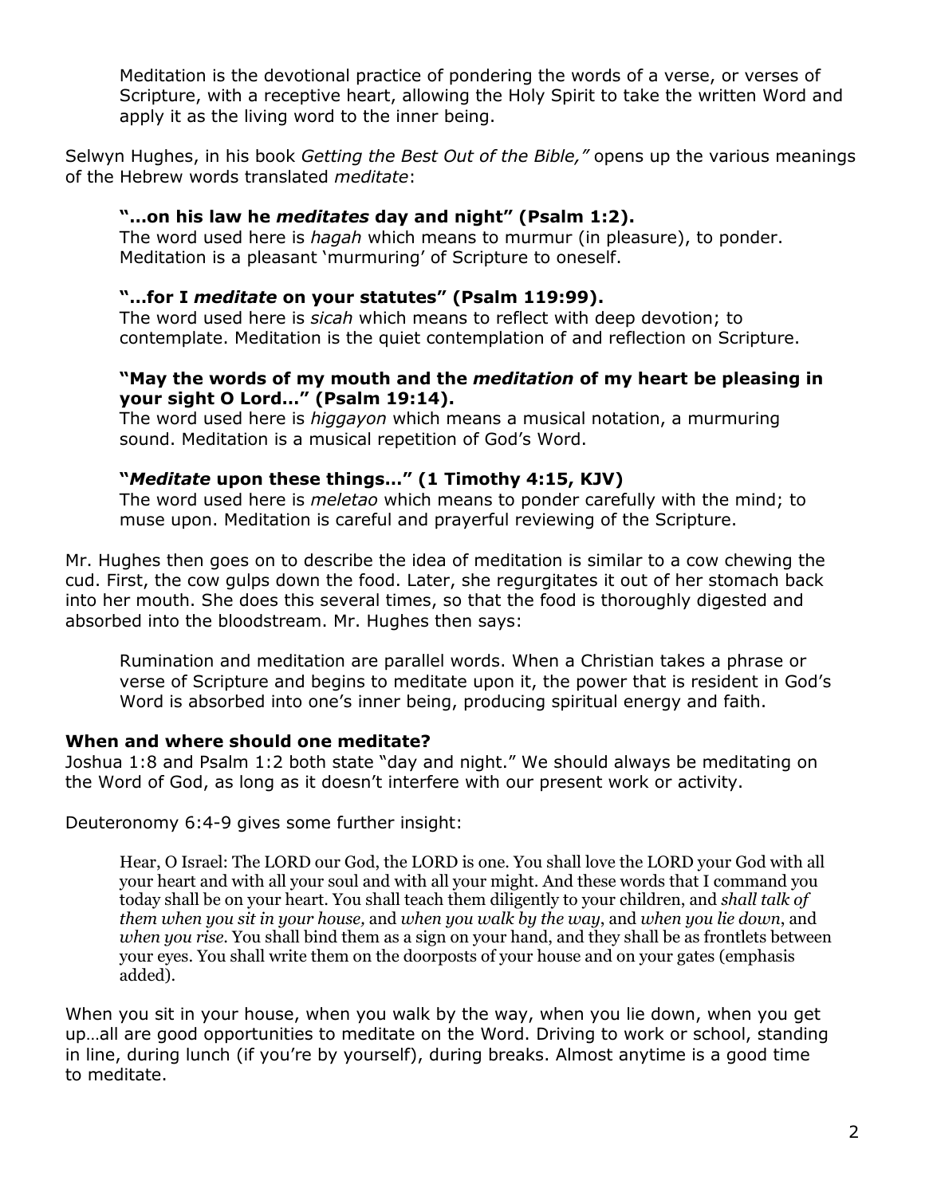> Meditation is the devotional practice of pondering the words of a verse, or verses of Scripture, with a receptive heart, allowing the Holy Spirit to take the written Word and apply it as the living word to the inner being.

Selwyn Hughes, in his book *Getting the Best Out of the Bible,"* opens up the various meanings of the Hebrew words translated *meditate*:

> **"…on his law he *meditates* day and night" (Psalm 1:2).**
> The word used here is *hagah* which means to murmur (in pleasure), to ponder. Meditation is a pleasant 'murmuring' of Scripture to oneself.
>
> **"…for I *meditate* on your statutes" (Psalm 119:99).**
> The word used here is *sicah* which means to reflect with deep devotion; to contemplate. Meditation is the quiet contemplation of and reflection on Scripture.
>
> **"May the words of my mouth and the *meditation* of my heart be pleasing in your sight O Lord…" (Psalm 19:14).**
> The word used here is *higgayon* which means a musical notation, a murmuring sound. Meditation is a musical repetition of God's Word.
>
> **"*Meditate* upon these things…" (1 Timothy 4:15, KJV)**
> The word used here is *meletao* which means to ponder carefully with the mind; to muse upon. Meditation is careful and prayerful reviewing of the Scripture.

Mr. Hughes then goes on to describe the idea of meditation is similar to a cow chewing the cud. First, the cow gulps down the food. Later, she regurgitates it out of her stomach back into her mouth. She does this several times, so that the food is thoroughly digested and absorbed into the bloodstream. Mr. Hughes then says:

> Rumination and meditation are parallel words. When a Christian takes a phrase or verse of Scripture and begins to meditate upon it, the power that is resident in God's Word is absorbed into one's inner being, producing spiritual energy and faith.

**When and where should one meditate?**
Joshua 1:8 and Psalm 1:2 both state "day and night." We should always be meditating on the Word of God, as long as it doesn't interfere with our present work or activity.

Deuteronomy 6:4-9 gives some further insight:

> Hear, O Israel: The LORD our God, the LORD is one. You shall love the LORD your God with all your heart and with all your soul and with all your might. And these words that I command you today shall be on your heart. You shall teach them diligently to your children, and *shall talk of them when you sit in your house,* and *when you walk by the way*, and *when you lie down*, and *when you rise*. You shall bind them as a sign on your hand, and they shall be as frontlets between your eyes. You shall write them on the doorposts of your house and on your gates (emphasis added).

When you sit in your house, when you walk by the way, when you lie down, when you get up…all are good opportunities to meditate on the Word. Driving to work or school, standing in line, during lunch (if you're by yourself), during breaks. Almost anytime is a good time to meditate.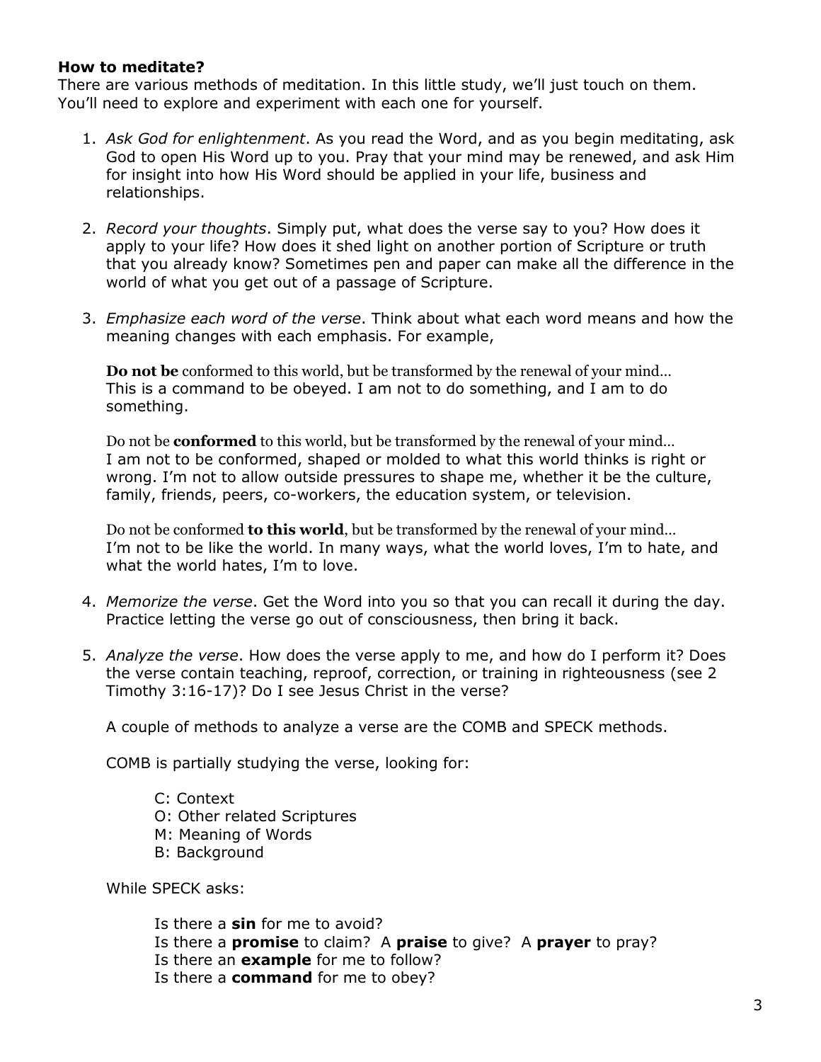**How to meditate?**

There are various methods of meditation. In this little study, we'll just touch on them. You'll need to explore and experiment with each one for yourself.

1. *Ask God for enlightenment*. As you read the Word, and as you begin meditating, ask God to open His Word up to you. Pray that your mind may be renewed, and ask Him for insight into how His Word should be applied in your life, business and relationships.

2. *Record your thoughts*. Simply put, what does the verse say to you? How does it apply to your life? How does it shed light on another portion of Scripture or truth that you already know? Sometimes pen and paper can make all the difference in the world of what you get out of a passage of Scripture.

3. *Emphasize each word of the verse*. Think about what each word means and how the meaning changes with each emphasis. For example,

   **Do not be** conformed to this world, but be transformed by the renewal of your mind...
   This is a command to be obeyed. I am not to do something, and I am to do something.

   Do not be **conformed** to this world, but be transformed by the renewal of your mind...
   I am not to be conformed, shaped or molded to what this world thinks is right or wrong. I'm not to allow outside pressures to shape me, whether it be the culture, family, friends, peers, co-workers, the education system, or television.

   Do not be conformed **to this world**, but be transformed by the renewal of your mind...
   I'm not to be like the world. In many ways, what the world loves, I'm to hate, and what the world hates, I'm to love.

4. *Memorize the verse*. Get the Word into you so that you can recall it during the day. Practice letting the verse go out of consciousness, then bring it back.

5. *Analyze the verse*. How does the verse apply to me, and how do I perform it? Does the verse contain teaching, reproof, correction, or training in righteousness (see 2 Timothy 3:16-17)? Do I see Jesus Christ in the verse?

   A couple of methods to analyze a verse are the COMB and SPECK methods.

   COMB is partially studying the verse, looking for:

   C: Context
   O: Other related Scriptures
   M: Meaning of Words
   B: Background

   While SPECK asks:

   Is there a **sin** for me to avoid?
   Is there a **promise** to claim? A **praise** to give? A **prayer** to pray?
   Is there an **example** for me to follow?
   Is there a **command** for me to obey?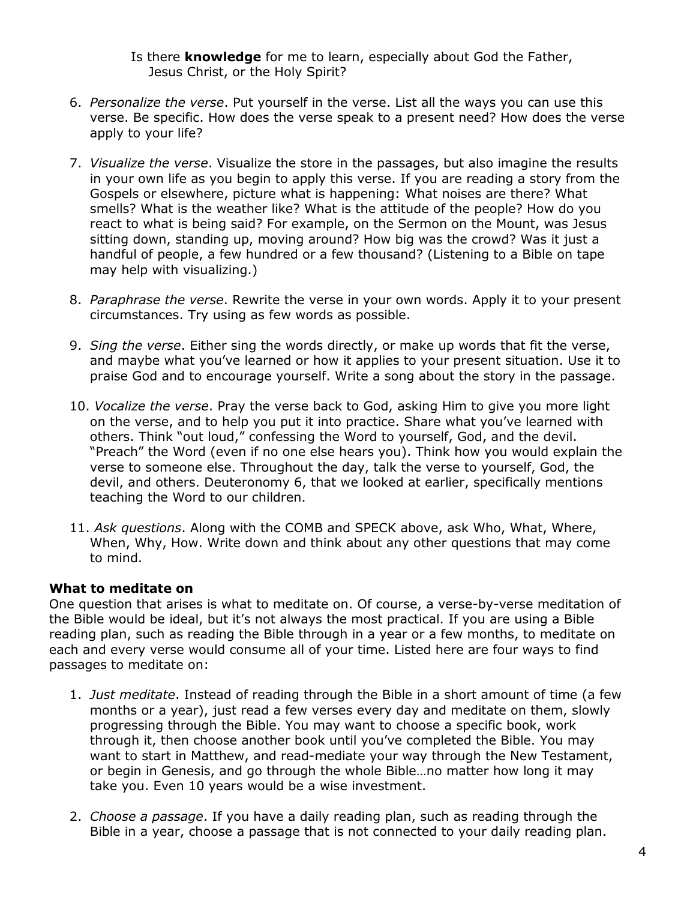Is there **knowledge** for me to learn, especially about God the Father, Jesus Christ, or the Holy Spirit?

6. *Personalize the verse*. Put yourself in the verse. List all the ways you can use this verse. Be specific. How does the verse speak to a present need? How does the verse apply to your life?

7. *Visualize the verse*. Visualize the store in the passages, but also imagine the results in your own life as you begin to apply this verse. If you are reading a story from the Gospels or elsewhere, picture what is happening: What noises are there? What smells? What is the weather like? What is the attitude of the people? How do you react to what is being said? For example, on the Sermon on the Mount, was Jesus sitting down, standing up, moving around? How big was the crowd? Was it just a handful of people, a few hundred or a few thousand? (Listening to a Bible on tape may help with visualizing.)

8. *Paraphrase the verse*. Rewrite the verse in your own words. Apply it to your present circumstances. Try using as few words as possible.

9. *Sing the verse*. Either sing the words directly, or make up words that fit the verse, and maybe what you've learned or how it applies to your present situation. Use it to praise God and to encourage yourself. Write a song about the story in the passage.

10. *Vocalize the verse*. Pray the verse back to God, asking Him to give you more light on the verse, and to help you put it into practice. Share what you've learned with others. Think "out loud," confessing the Word to yourself, God, and the devil. "Preach" the Word (even if no one else hears you). Think how you would explain the verse to someone else. Throughout the day, talk the verse to yourself, God, the devil, and others. Deuteronomy 6, that we looked at earlier, specifically mentions teaching the Word to our children.

11. *Ask questions*. Along with the COMB and SPECK above, ask Who, What, Where, When, Why, How. Write down and think about any other questions that may come to mind.

**What to meditate on**

One question that arises is what to meditate on. Of course, a verse-by-verse meditation of the Bible would be ideal, but it's not always the most practical. If you are using a Bible reading plan, such as reading the Bible through in a year or a few months, to meditate on each and every verse would consume all of your time. Listed here are four ways to find passages to meditate on:

1. *Just meditate*. Instead of reading through the Bible in a short amount of time (a few months or a year), just read a few verses every day and meditate on them, slowly progressing through the Bible. You may want to choose a specific book, work through it, then choose another book until you've completed the Bible. You may want to start in Matthew, and read-mediate your way through the New Testament, or begin in Genesis, and go through the whole Bible…no matter how long it may take you. Even 10 years would be a wise investment.

2. *Choose a passage*. If you have a daily reading plan, such as reading through the Bible in a year, choose a passage that is not connected to your daily reading plan.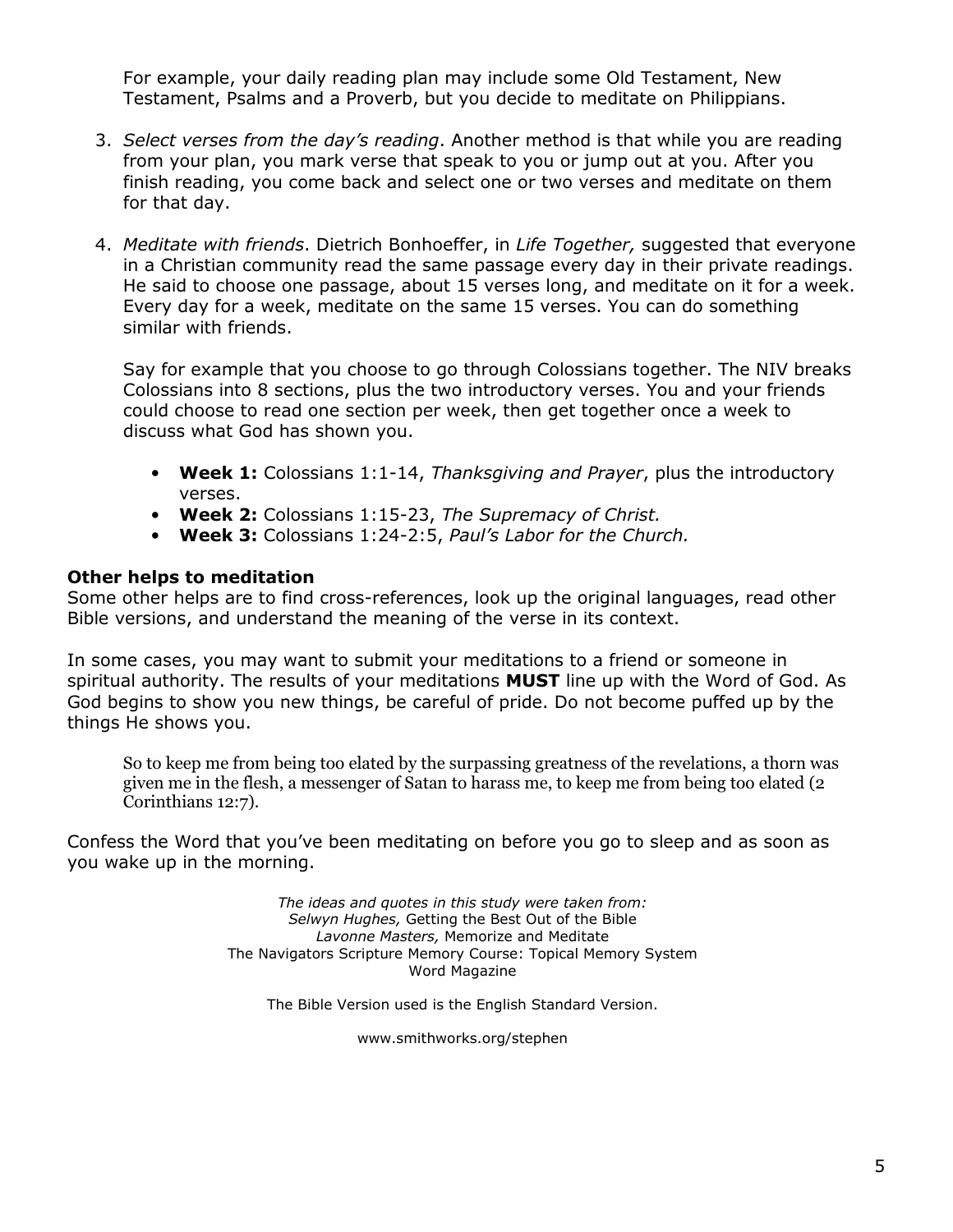For example, your daily reading plan may include some Old Testament, New Testament, Psalms and a Proverb, but you decide to meditate on Philippians.

3. *Select verses from the day's reading*. Another method is that while you are reading from your plan, you mark verse that speak to you or jump out at you. After you finish reading, you come back and select one or two verses and meditate on them for that day.

4. *Meditate with friends*. Dietrich Bonhoeffer, in *Life Together,* suggested that everyone in a Christian community read the same passage every day in their private readings. He said to choose one passage, about 15 verses long, and meditate on it for a week. Every day for a week, meditate on the same 15 verses. You can do something similar with friends.

   Say for example that you choose to go through Colossians together. The NIV breaks Colossians into 8 sections, plus the two introductory verses. You and your friends could choose to read one section per week, then get together once a week to discuss what God has shown you.

   - **Week 1:** Colossians 1:1-14, *Thanksgiving and Prayer*, plus the introductory verses.
   - **Week 2:** Colossians 1:15-23, *The Supremacy of Christ.*
   - **Week 3:** Colossians 1:24-2:5, *Paul's Labor for the Church.*

**Other helps to meditation**

Some other helps are to find cross-references, look up the original languages, read other Bible versions, and understand the meaning of the verse in its context.

In some cases, you may want to submit your meditations to a friend or someone in spiritual authority. The results of your meditations **MUST** line up with the Word of God. As God begins to show you new things, be careful of pride. Do not become puffed up by the things He shows you.

> So to keep me from being too elated by the surpassing greatness of the revelations, a thorn was given me in the flesh, a messenger of Satan to harass me, to keep me from being too elated (2 Corinthians 12:7).

Confess the Word that you've been meditating on before you go to sleep and as soon as you wake up in the morning.

*The ideas and quotes in this study were taken from:*
*Selwyn Hughes,* Getting the Best Out of the Bible
*Lavonne Masters,* Memorize and Meditate
The Navigators Scripture Memory Course: Topical Memory System
Word Magazine

The Bible Version used is the English Standard Version.

www.smithworks.org/stephen